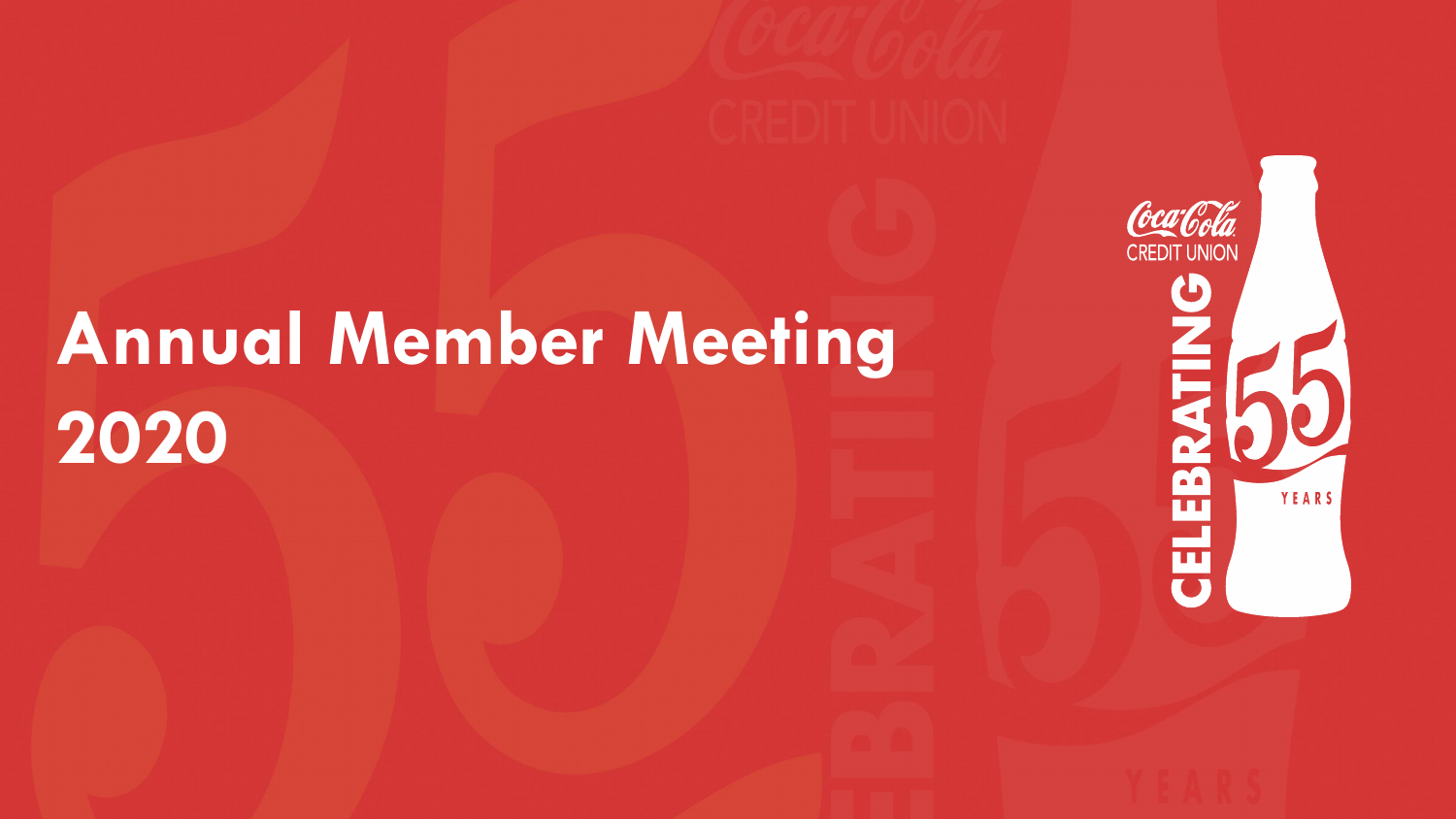# Annual Member Meeting 2020

Coca-Cola CREDIT UNION

CELEBRATING 55 YEARS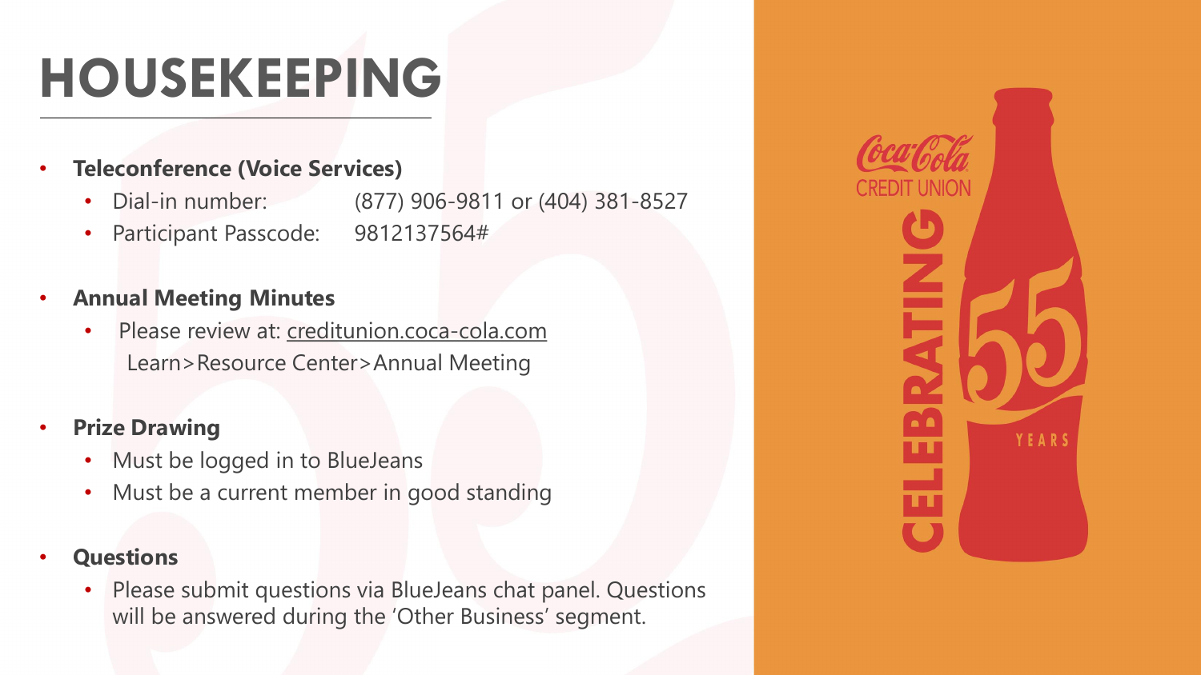# HOUSEKEEPING

- **Teleconference (Voice Services)**
  - Dial-in number: (877) 906-9811 or (404) 381-8527
  - Participant Passcode: 9812137564#
- **Annual Meeting Minutes**
  - Please review at: creditunion.coca-cola.com
    Learn>Resource Center>Annual Meeting
- **Prize Drawing**
  - Must be logged in to BlueJeans
  - Must be a current member in good standing
- **Questions**
  - Please submit questions via BlueJeans chat panel. Questions will be answered during the 'Other Business' segment.

Coca-Cola CREDIT UNION

CELEBRATING 55 YEARS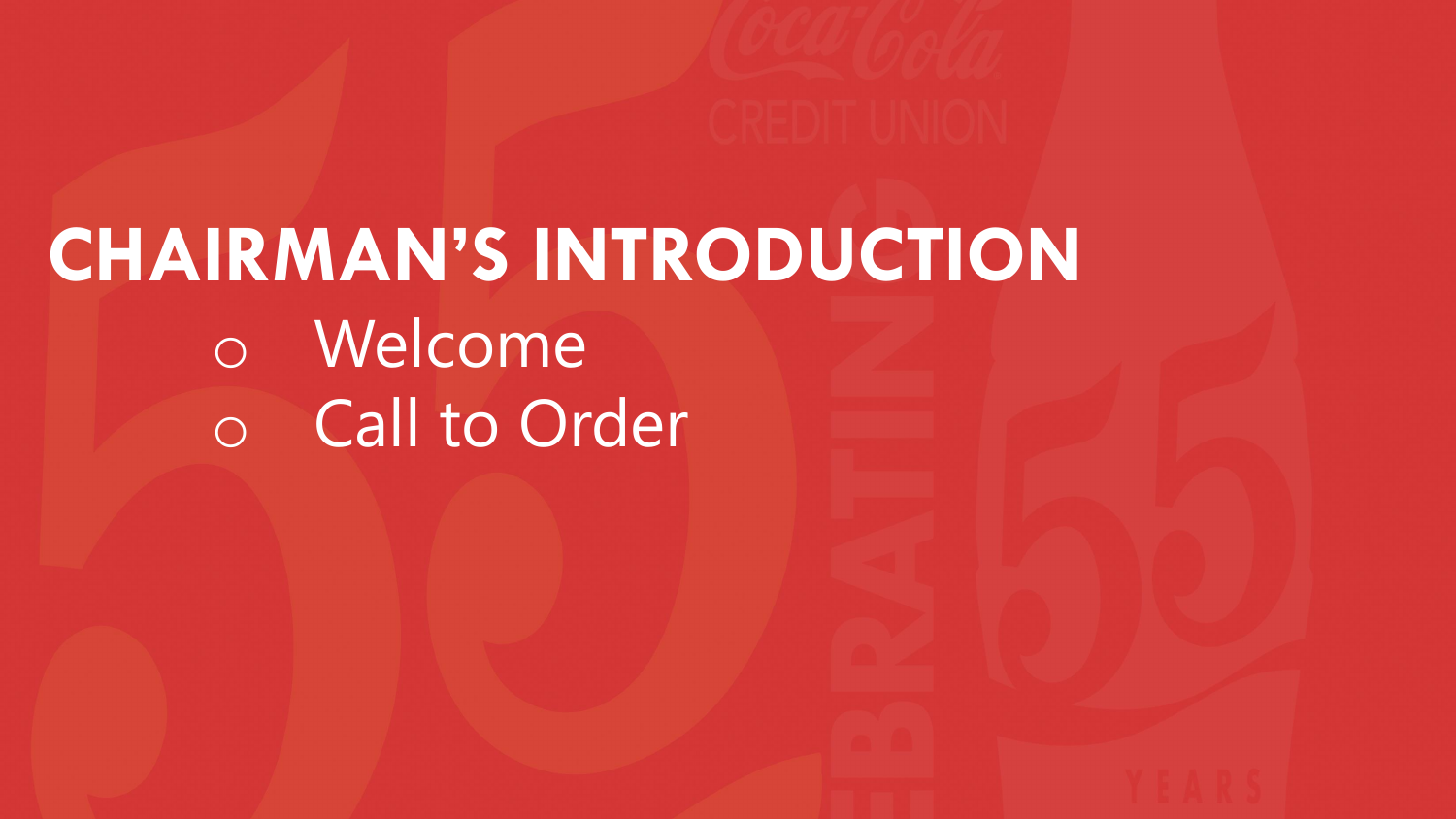# CHAIRMAN'S INTRODUCTION

- Welcome
- Call to Order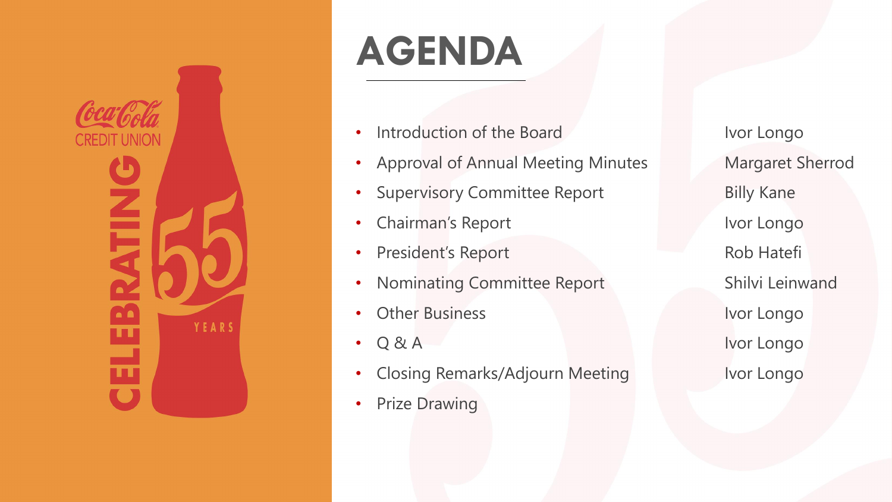# AGENDA

| | |
|---|---|
| Introduction of the Board | Ivor Longo |
| Approval of Annual Meeting Minutes | Margaret Sherrod |
| Supervisory Committee Report | Billy Kane |
| Chairman's Report | Ivor Longo |
| President's Report | Rob Hatefi |
| Nominating Committee Report | Shilvi Leinwand |
| Other Business | Ivor Longo |
| Q & A | Ivor Longo |
| Closing Remarks/Adjourn Meeting | Ivor Longo |
| Prize Drawing | |

Coca-Cola CREDIT UNION

CELEBRATING 55 YEARS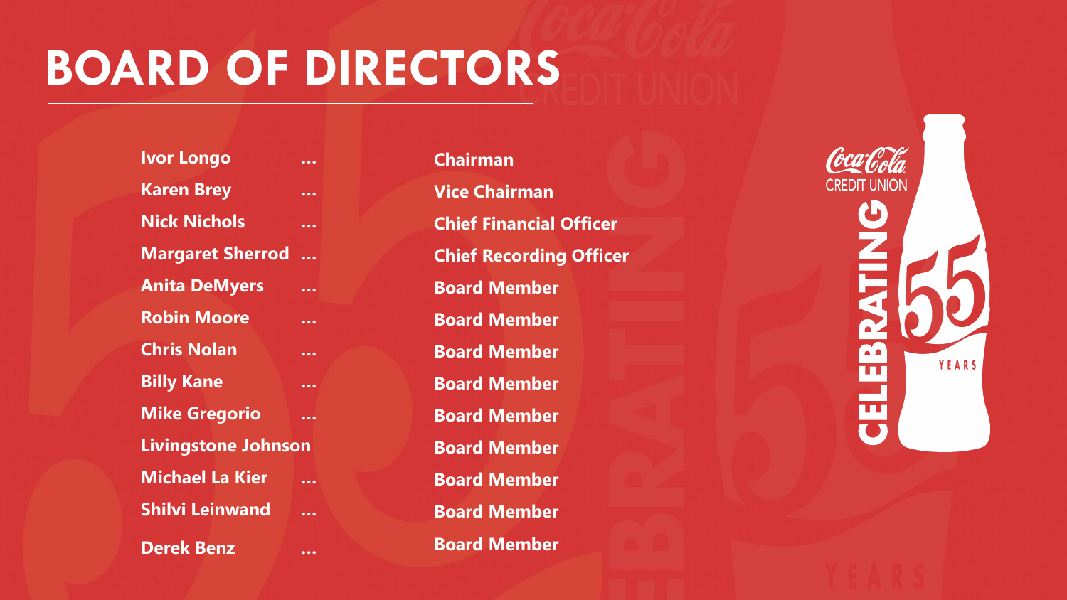# BOARD OF DIRECTORS

| | | |
|---|---|---|
| **Ivor Longo** | ... | **Chairman** |
| **Karen Brey** | ... | **Vice Chairman** |
| **Nick Nichols** | ... | **Chief Financial Officer** |
| **Margaret Sherrod** | ... | **Chief Recording Officer** |
| **Anita DeMyers** | ... | **Board Member** |
| **Robin Moore** | ... | **Board Member** |
| **Chris Nolan** | ... | **Board Member** |
| **Billy Kane** | ... | **Board Member** |
| **Mike Gregorio** | ... | **Board Member** |
| **Livingstone Johnson** | | **Board Member** |
| **Michael La Kier** | ... | **Board Member** |
| **Shilvi Leinwand** | ... | **Board Member** |
| **Derek Benz** | ... | **Board Member** |

Coca-Cola CREDIT UNION

CELEBRATING 55 YEARS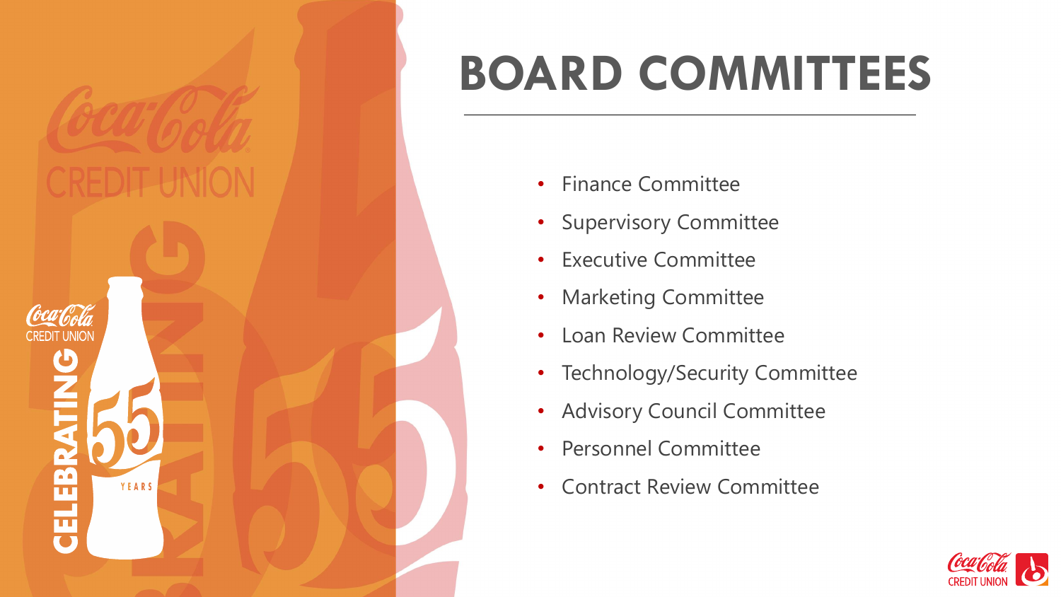# BOARD COMMITTEES

- Finance Committee
- Supervisory Committee
- Executive Committee
- Marketing Committee
- Loan Review Committee
- Technology/Security Committee
- Advisory Council Committee
- Personnel Committee
- Contract Review Committee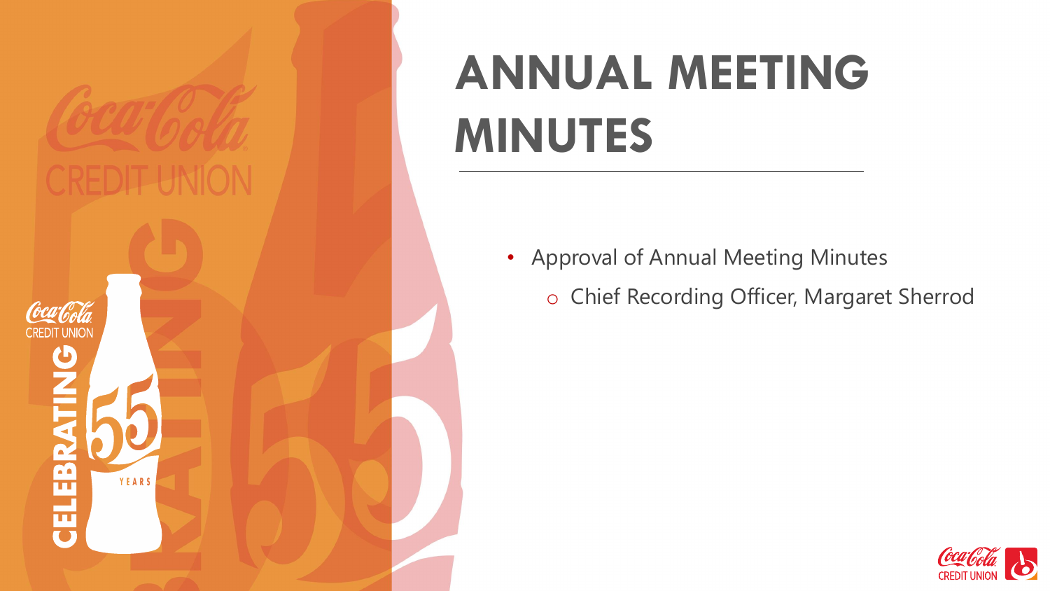# ANNUAL MEETING MINUTES

- Approval of Annual Meeting Minutes
  - Chief Recording Officer, Margaret Sherrod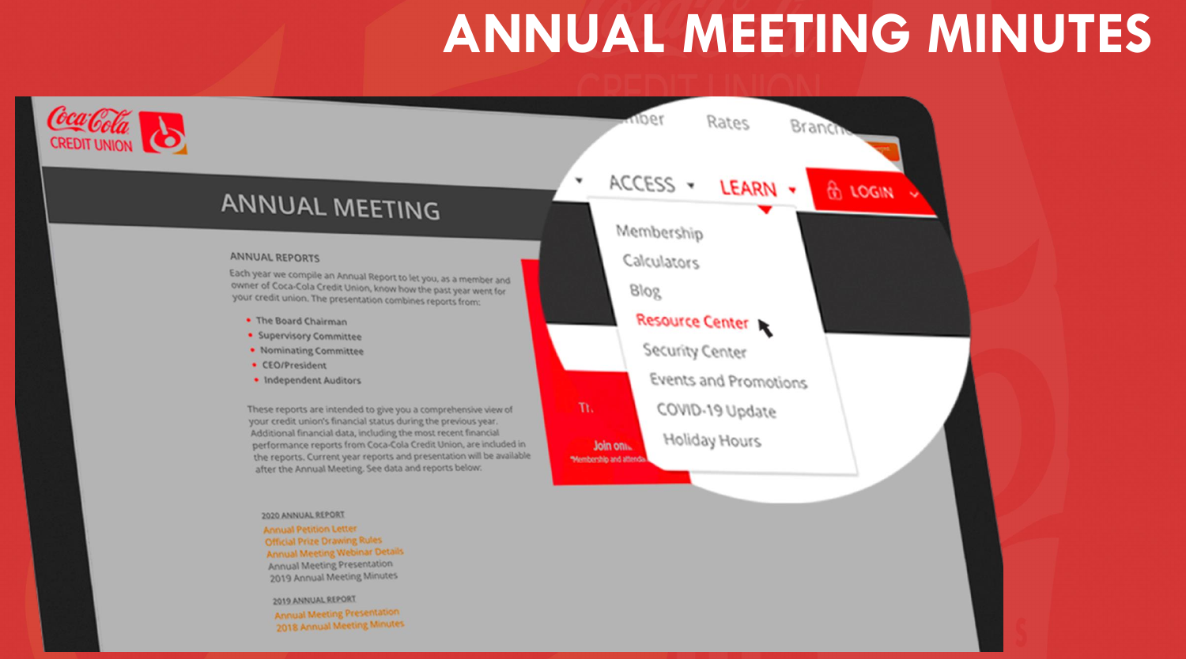# ANNUAL MEETING MINUTES

Coca-Cola CREDIT UNION

Member Rates Branches

ACCESS LEARN LOGIN

- Membership
- Calculators
- Blog
- Resource Center
- Security Center
- Events and Promotions
- COVID-19 Update
- Holiday Hours

## ANNUAL MEETING

### ANNUAL REPORTS

Each year we compile an Annual Report to let you, as a member and owner of Coca-Cola Credit Union, know how the past year went for your credit union. The presentation combines reports from:

- The Board Chairman
- Supervisory Committee
- Nominating Committee
- CEO/President
- Independent Auditors

These reports are intended to give you a comprehensive view of your credit union's financial status during the previous year. Additional financial data, including the most recent financial performance reports from Coca-Cola Credit Union, are included in the reports. Current year reports and presentation will be available after the Annual Meeting. See data and reports below:

2020 ANNUAL REPORT

Annual Petition Letter
Official Prize Drawing Rules
Annual Meeting Webinar Details
Annual Meeting Presentation
2019 Annual Meeting Minutes

2019 ANNUAL REPORT

Annual Meeting Presentation
2018 Annual Meeting Minutes

Join onl...
*Membership and attenda...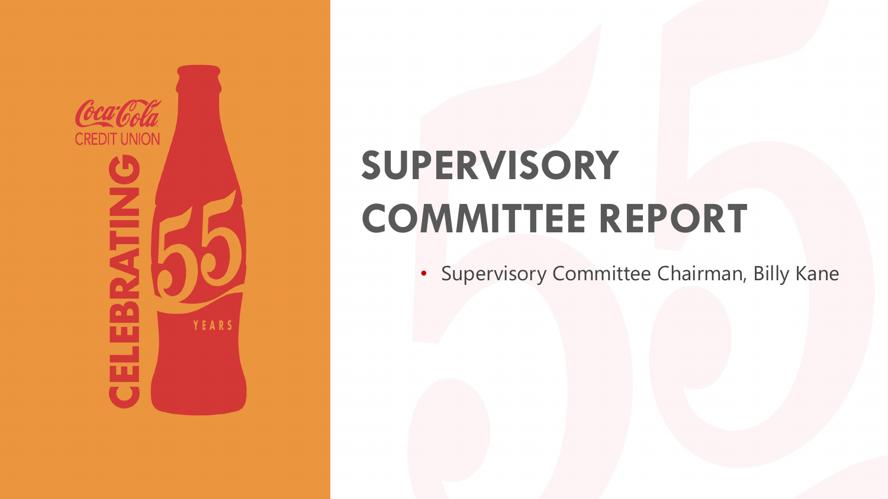# SUPERVISORY COMMITTEE REPORT

- Supervisory Committee Chairman, Billy Kane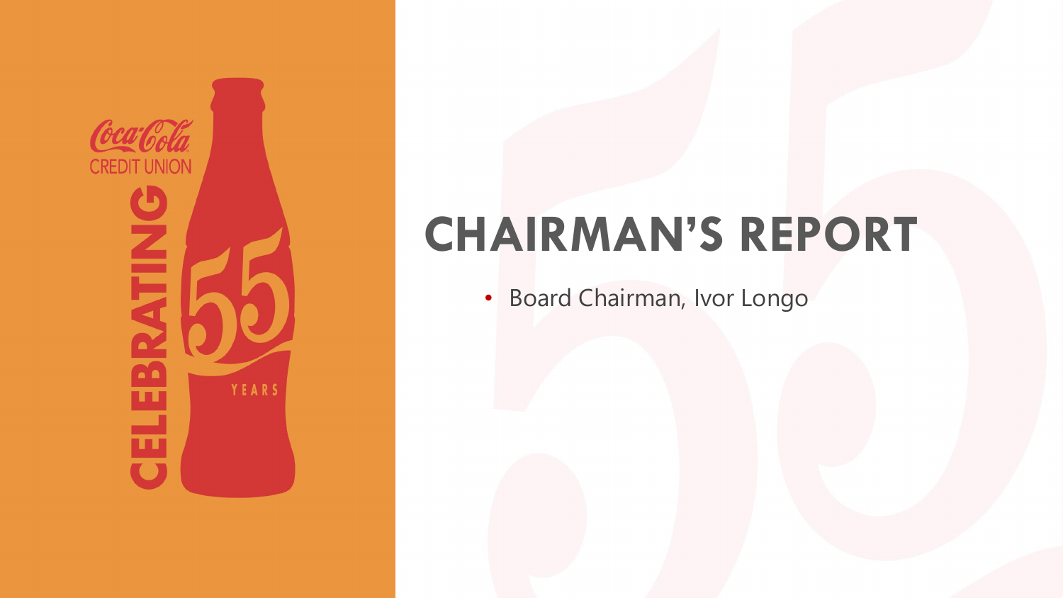Coca-Cola CREDIT UNION

CELEBRATING 55 YEARS

# CHAIRMAN'S REPORT

- Board Chairman, Ivor Longo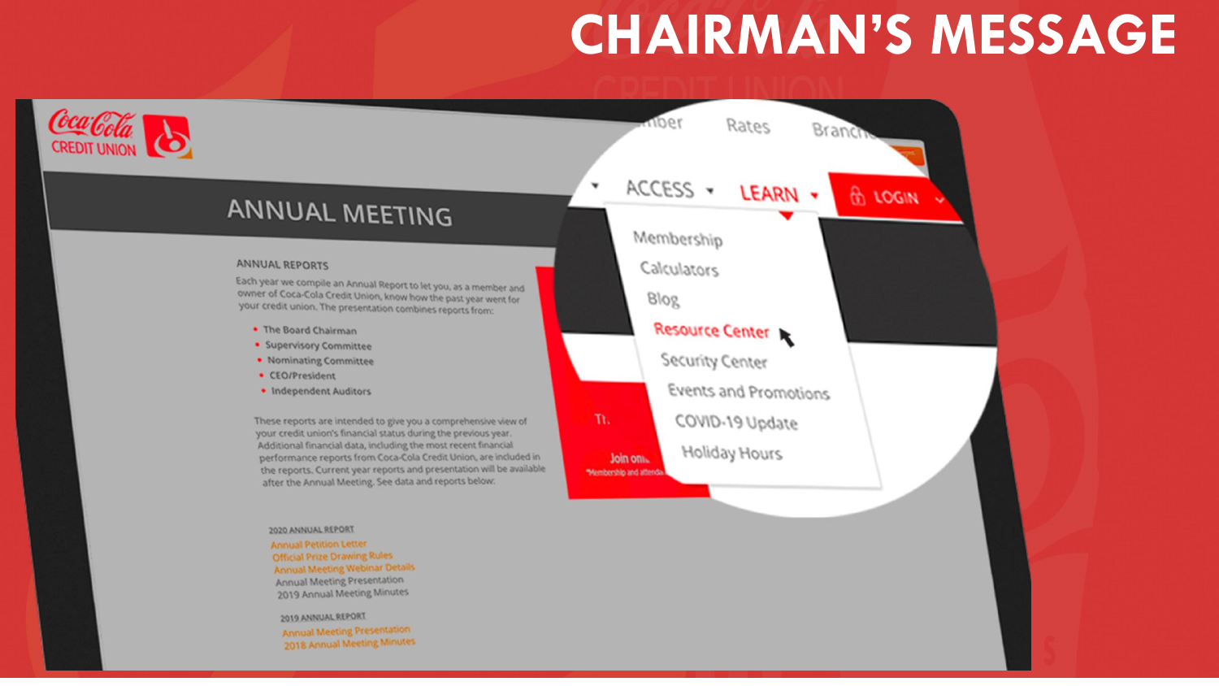# CHAIRMAN'S MESSAGE

Coca-Cola CREDIT UNION

## ANNUAL MEETING

ANNUAL REPORTS

Each year we compile an Annual Report to let you, as a member and owner of Coca-Cola Credit Union, know how the past year went for your credit union. The presentation combines reports from:

- The Board Chairman
- Supervisory Committee
- Nominating Committee
- CEO/President
- Independent Auditors

These reports are intended to give you a comprehensive view of your credit union's financial status during the previous year. Additional financial data, including the most recent financial performance reports from Coca-Cola Credit Union, are included in the reports. Current year reports and presentation will be available after the Annual Meeting. See data and reports below:

2020 ANNUAL REPORT

Annual Petition Letter
Official Prize Drawing Rules
Annual Meeting Webinar Details
Annual Meeting Presentation
2019 Annual Meeting Minutes

2019 ANNUAL REPORT

Annual Meeting Presentation
2018 Annual Meeting Minutes

Rates | Branches

ACCESS | LEARN | LOGIN

- Membership
- Calculators
- Blog
- Resource Center
- Security Center
- Events and Promotions
- COVID-19 Update
- Holiday Hours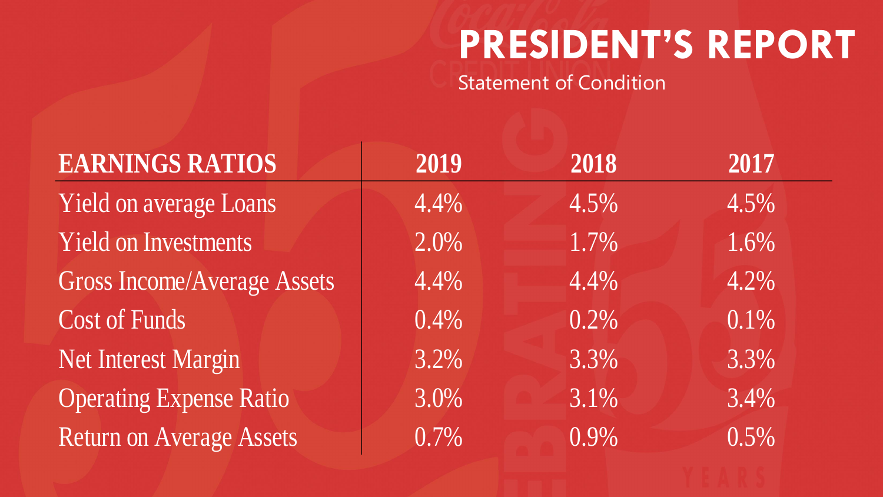# PRESIDENT'S REPORT

## Statement of Condition

| EARNINGS RATIOS | 2019 | 2018 | 2017 |
|---|---|---|---|
| Yield on average Loans | 4.4% | 4.5% | 4.5% |
| Yield on Investments | 2.0% | 1.7% | 1.6% |
| Gross Income/Average Assets | 4.4% | 4.4% | 4.2% |
| Cost of Funds | 0.4% | 0.2% | 0.1% |
| Net Interest Margin | 3.2% | 3.3% | 3.3% |
| Operating Expense Ratio | 3.0% | 3.1% | 3.4% |
| Return on Average Assets | 0.7% | 0.9% | 0.5% |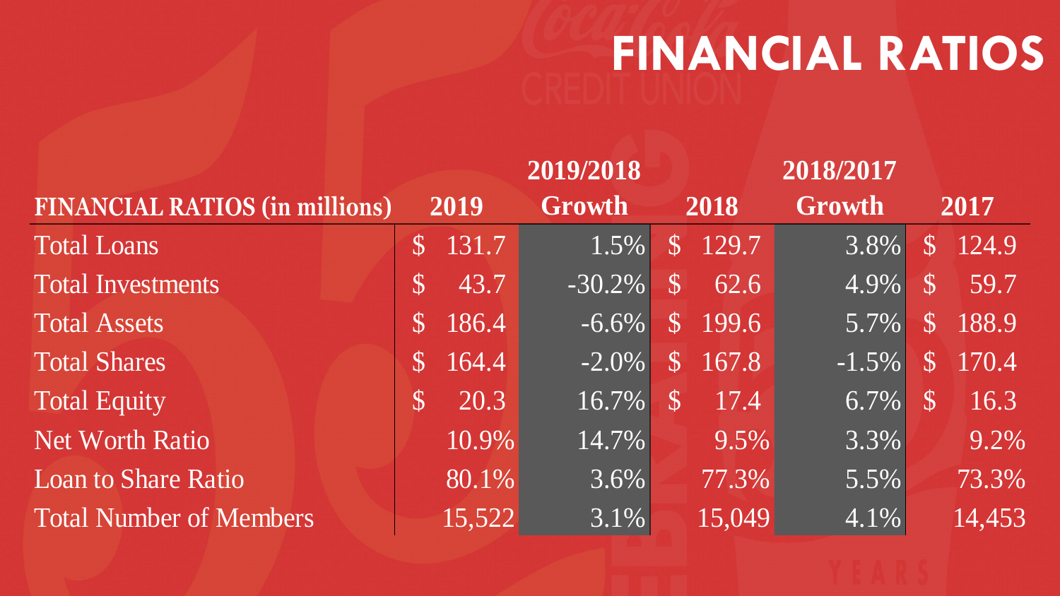# FINANCIAL RATIOS

| FINANCIAL RATIOS (in millions) | 2019 | 2019/2018 Growth | 2018 | 2018/2017 Growth | 2017 |
|---|---|---|---|---|---|
| Total Loans | $ 131.7 | 1.5% | $ 129.7 | 3.8% | $ 124.9 |
| Total Investments | $ 43.7 | -30.2% | $ 62.6 | 4.9% | $ 59.7 |
| Total Assets | $ 186.4 | -6.6% | $ 199.6 | 5.7% | $ 188.9 |
| Total Shares | $ 164.4 | -2.0% | $ 167.8 | -1.5% | $ 170.4 |
| Total Equity | $ 20.3 | 16.7% | $ 17.4 | 6.7% | $ 16.3 |
| Net Worth Ratio | 10.9% | 14.7% | 9.5% | 3.3% | 9.2% |
| Loan to Share Ratio | 80.1% | 3.6% | 77.3% | 5.5% | 73.3% |
| Total Number of Members | 15,522 | 3.1% | 15,049 | 4.1% | 14,453 |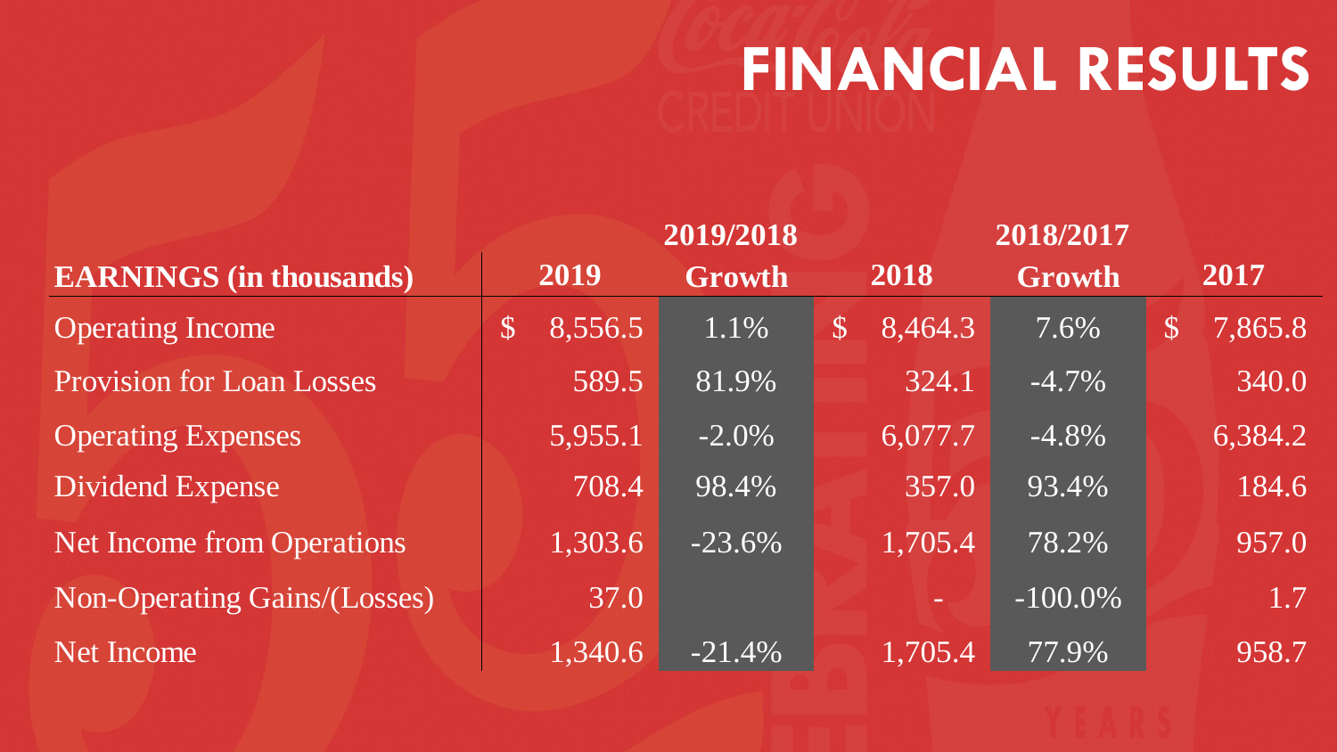# FINANCIAL RESULTS

| EARNINGS (in thousands) | 2019 | 2019/2018 Growth | 2018 | 2018/2017 Growth | 2017 |
|---|---|---|---|---|---|
| Operating Income | $ 8,556.5 | 1.1% | $ 8,464.3 | 7.6% | $ 7,865.8 |
| Provision for Loan Losses | 589.5 | 81.9% | 324.1 | -4.7% | 340.0 |
| Operating Expenses | 5,955.1 | -2.0% | 6,077.7 | -4.8% | 6,384.2 |
| Dividend Expense | 708.4 | 98.4% | 357.0 | 93.4% | 184.6 |
| Net Income from Operations | 1,303.6 | -23.6% | 1,705.4 | 78.2% | 957.0 |
| Non-Operating Gains/(Losses) | 37.0 | | - | -100.0% | 1.7 |
| Net Income | 1,340.6 | -21.4% | 1,705.4 | 77.9% | 958.7 |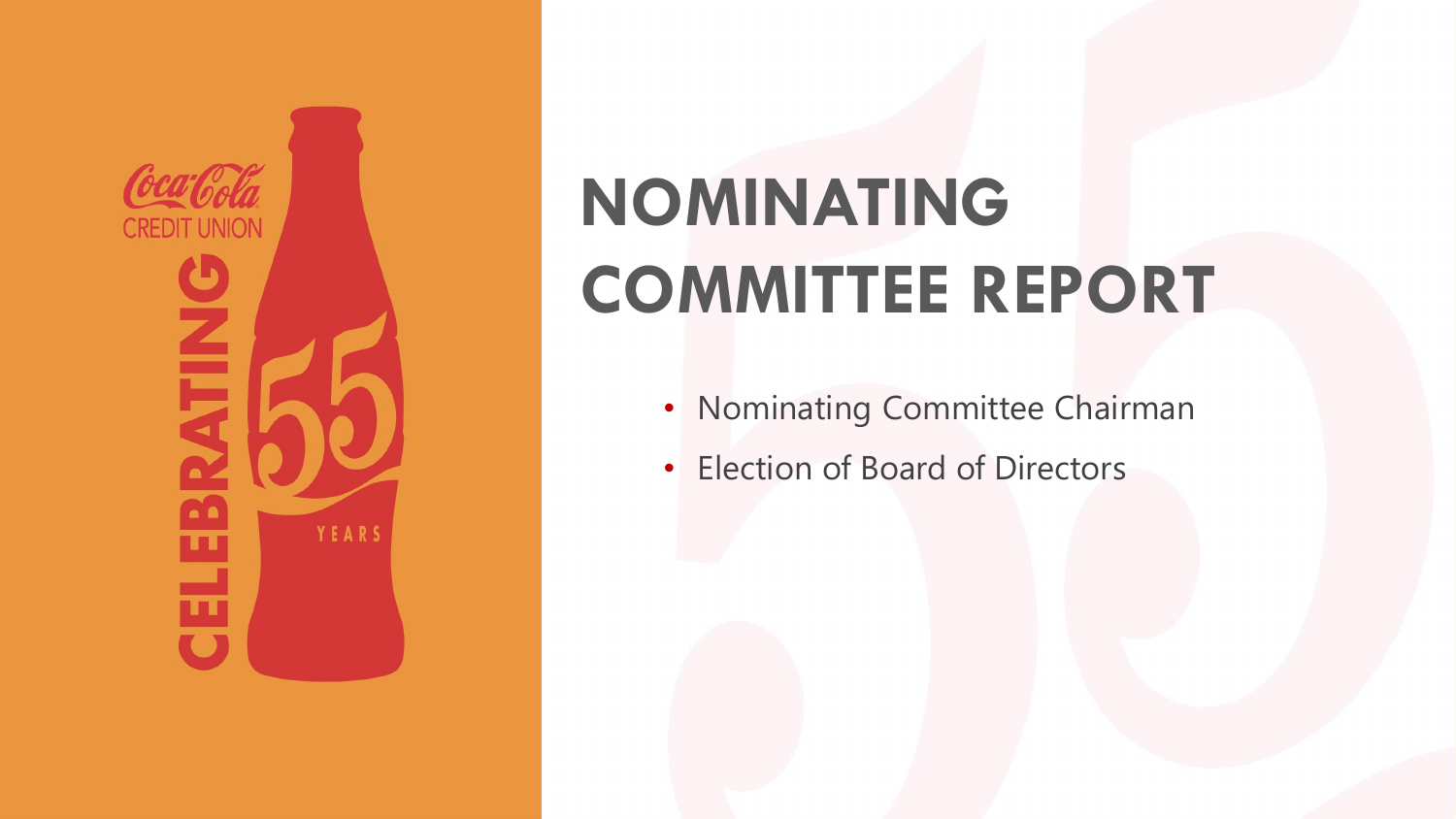# NOMINATING COMMITTEE REPORT

- Nominating Committee Chairman
- Election of Board of Directors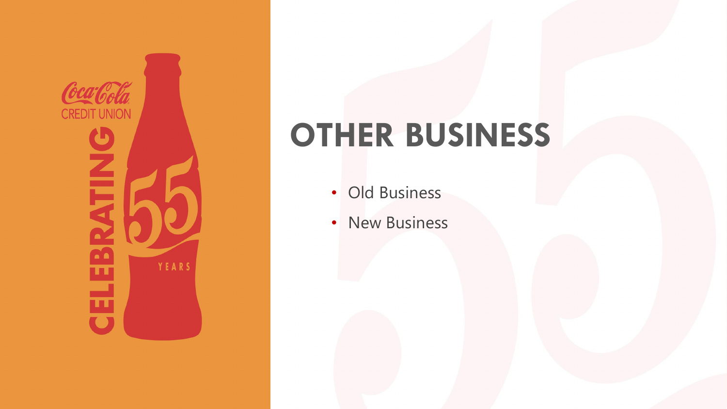# OTHER BUSINESS

- Old Business
- New Business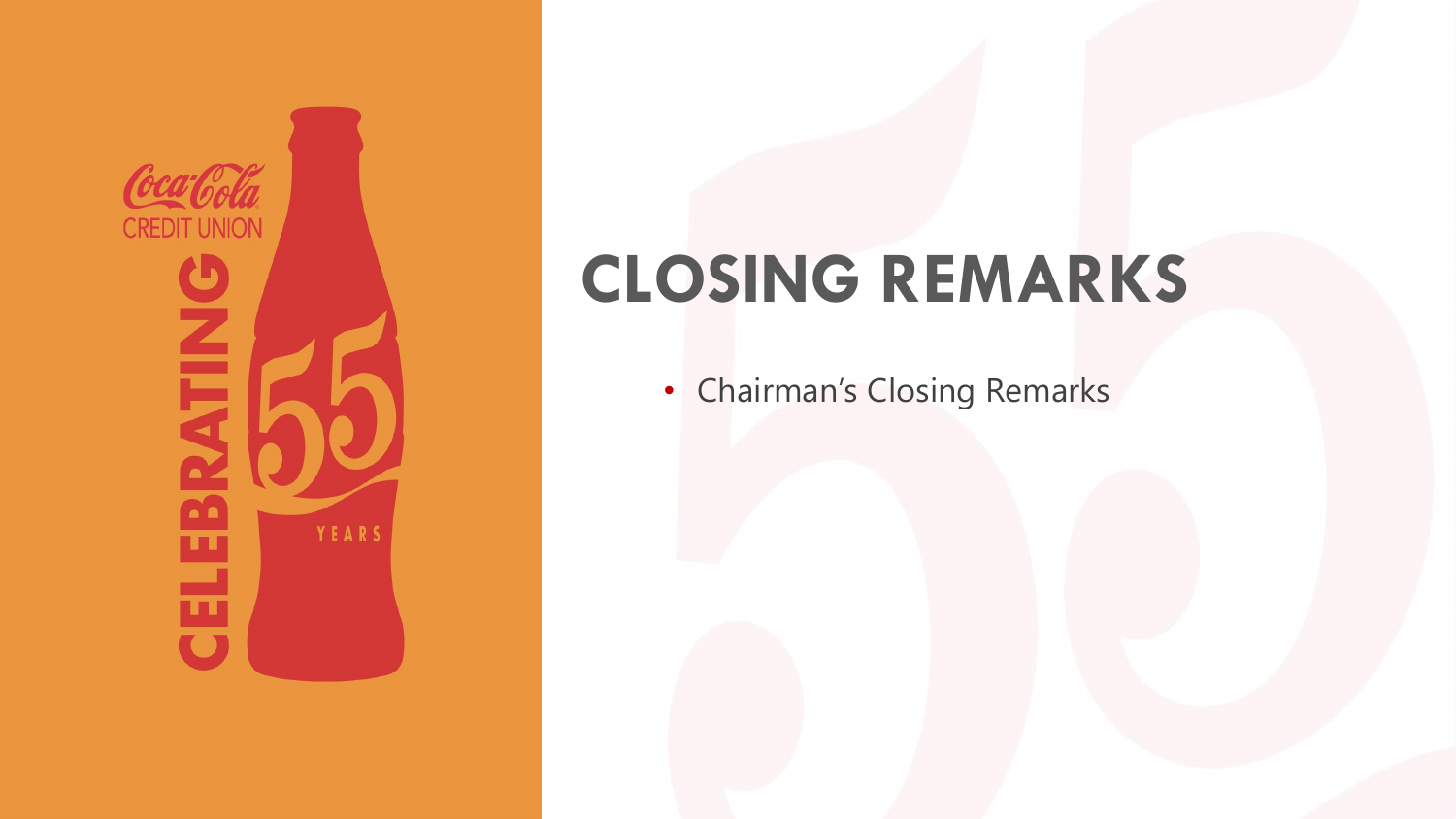# CLOSING REMARKS

- Chairman’s Closing Remarks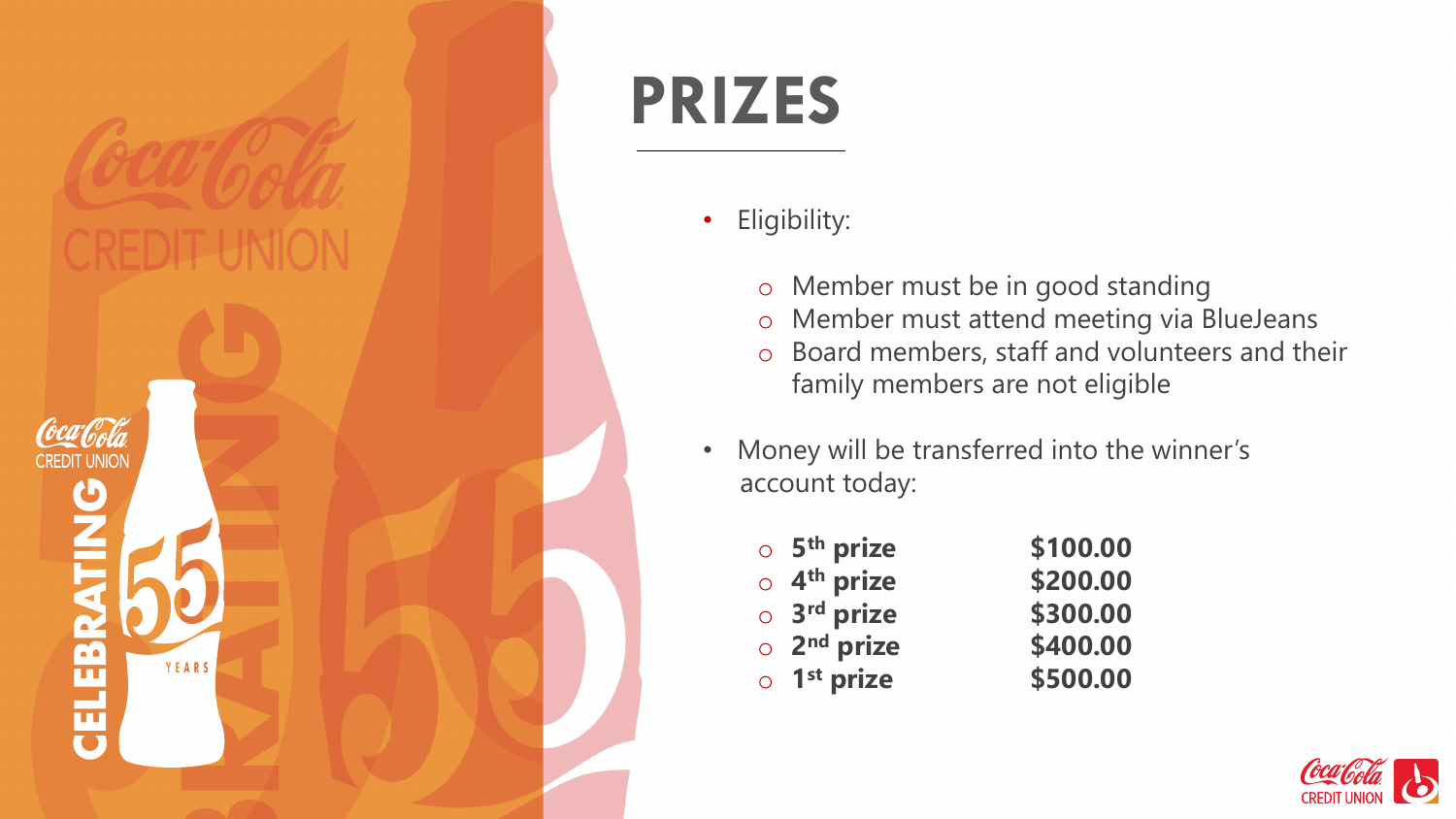# PRIZES

- Eligibility:
  - Member must be in good standing
  - Member must attend meeting via BlueJeans
  - Board members, staff and volunteers and their family members are not eligible

- Money will be transferred into the winner's account today:

| | |
|---|---|
| **5th prize** | **$100.00** |
| **4th prize** | **$200.00** |
| **3rd prize** | **$300.00** |
| **2nd prize** | **$400.00** |
| **1st prize** | **$500.00** |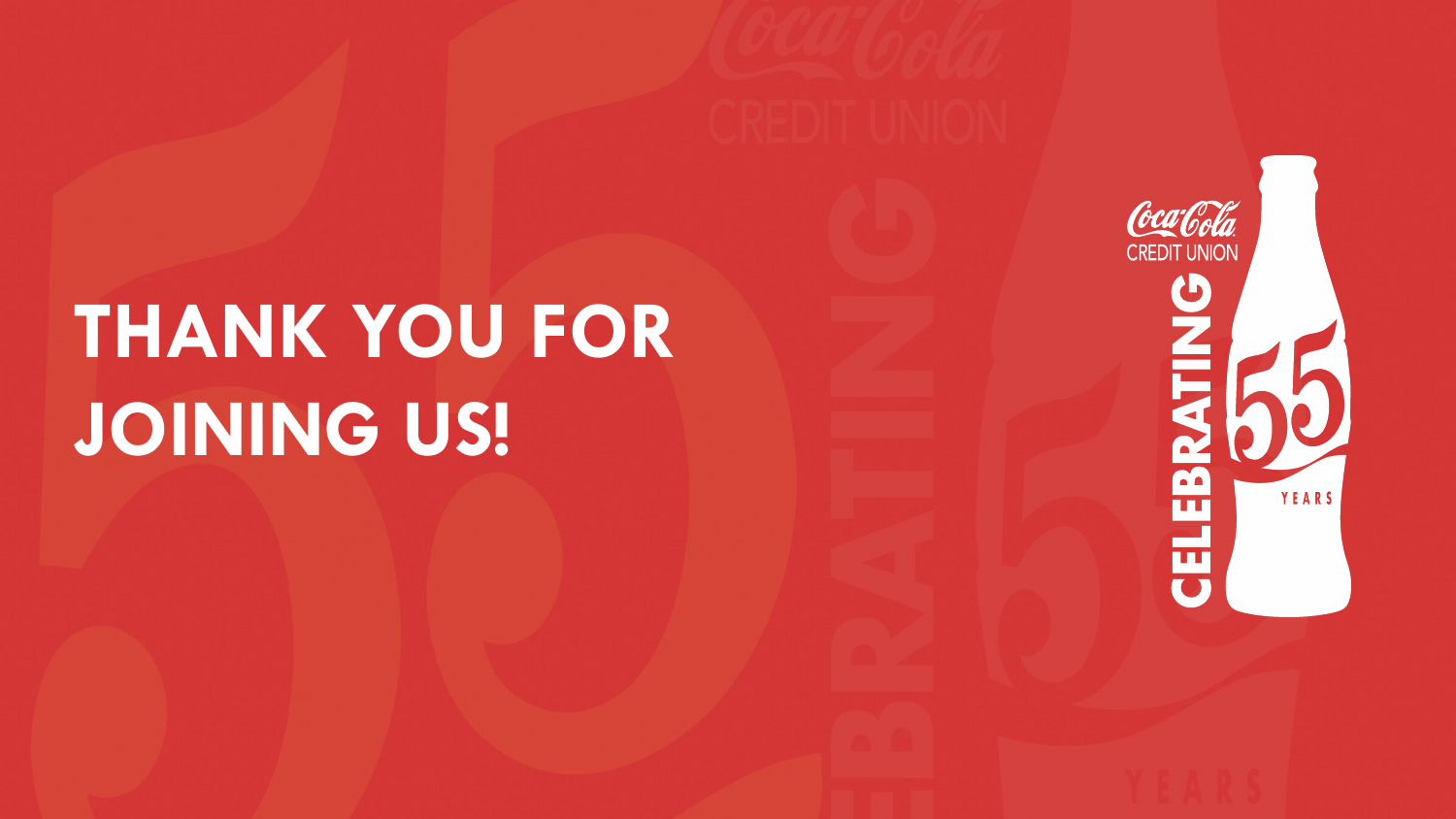# THANK YOU FOR JOINING US!

Coca-Cola CREDIT UNION

CELEBRATING 55 YEARS